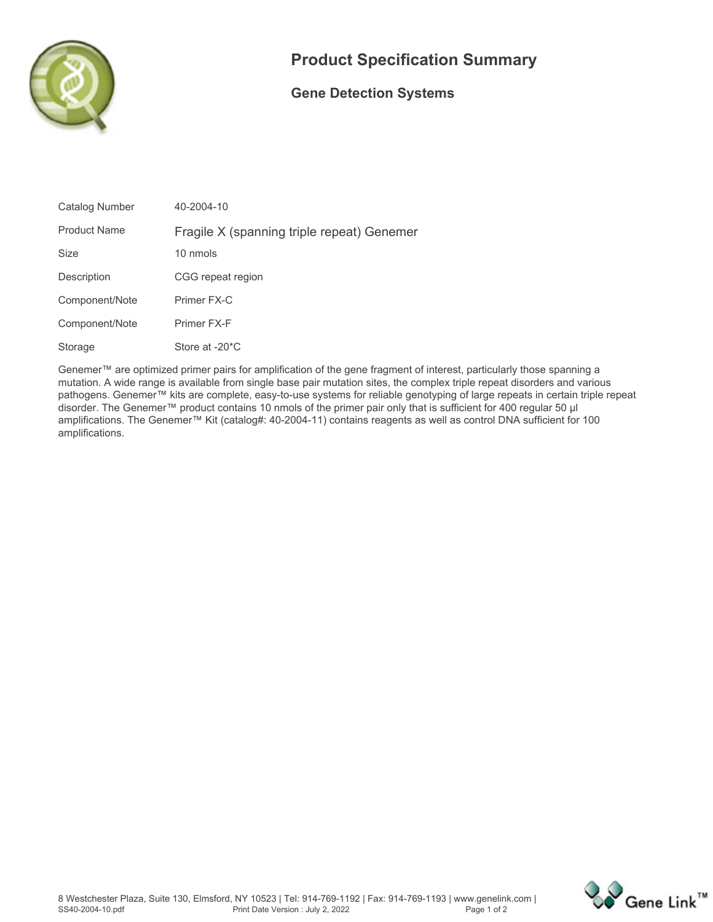# Product Specification Summary

## Gene Detection Systems

| Field | Value |
| --- | --- |
| Catalog Number | 40-2004-10 |
| Product Name | Fragile X (spanning triple repeat) Genemer |
| Size | 10 nmols |
| Description | CGG repeat region |
| Component/Note | Primer FX-C |
| Component/Note | Primer FX-F |
| Storage | Store at -20*C |

Genemer™ are optimized primer pairs for amplification of the gene fragment of interest, particularly those spanning a mutation. A wide range is available from single base pair mutation sites, the complex triple repeat disorders and various pathogens. Genemer™ kits are complete, easy-to-use systems for reliable genotyping of large repeats in certain triple repeat disorder. The Genemer™ product contains 10 nmols of the primer pair only that is sufficient for 400 regular 50 µl amplifications. The Genemer™ Kit (catalog#: 40-2004-11) contains reagents as well as control DNA sufficient for 100 amplifications.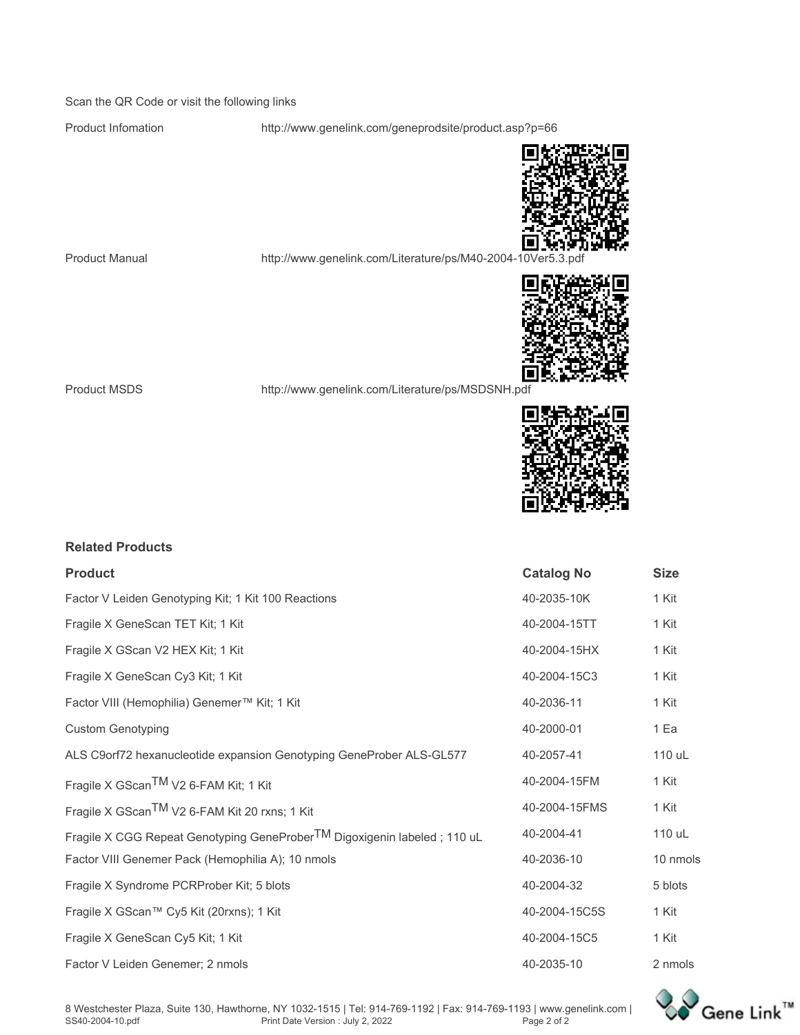Scan the QR Code or visit the following links

| | |
|---|---|
| Product Infomation | http://www.genelink.com/geneprodsite/product.asp?p=66 |
| Product Manual | http://www.genelink.com/Literature/ps/M40-2004-10Ver5.3.pdf |
| Product MSDS | http://www.genelink.com/Literature/ps/MSDSNH.pdf |

**Related Products**

| Product | Catalog No | Size |
|---|---|---|
| Factor V Leiden Genotyping Kit; 1 Kit 100 Reactions | 40-2035-10K | 1 Kit |
| Fragile X GeneScan TET Kit; 1 Kit | 40-2004-15TT | 1 Kit |
| Fragile X GScan V2 HEX Kit; 1 Kit | 40-2004-15HX | 1 Kit |
| Fragile X GeneScan Cy3 Kit; 1 Kit | 40-2004-15C3 | 1 Kit |
| Factor VIII (Hemophilia) Genemer™ Kit; 1 Kit | 40-2036-11 | 1 Kit |
| Custom Genotyping | 40-2000-01 | 1 Ea |
| ALS C9orf72 hexanucleotide expansion Genotyping GeneProber ALS-GL577 | 40-2057-41 | 110 uL |
| Fragile X GScan™ V2 6-FAM Kit; 1 Kit | 40-2004-15FM | 1 Kit |
| Fragile X GScan™ V2 6-FAM Kit 20 rxns; 1 Kit | 40-2004-15FMS | 1 Kit |
| Fragile X CGG Repeat Genotyping GeneProber™ Digoxigenin labeled ; 110 uL | 40-2004-41 | 110 uL |
| Factor VIII Genemer Pack (Hemophilia A); 10 nmols | 40-2036-10 | 10 nmols |
| Fragile X Syndrome PCRProber Kit; 5 blots | 40-2004-32 | 5 blots |
| Fragile X GScan™ Cy5 Kit (20rxns); 1 Kit | 40-2004-15C5S | 1 Kit |
| Fragile X GeneScan Cy5 Kit; 1 Kit | 40-2004-15C5 | 1 Kit |
| Factor V Leiden Genemer; 2 nmols | 40-2035-10 | 2 nmols |

8 Westchester Plaza, Suite 130, Hawthorne, NY 1032-1515 | Tel: 914-769-1192 | Fax: 914-769-1193 | www.genelink.com |
SS40-2004-10.pdf Print Date Version : July 2, 2022